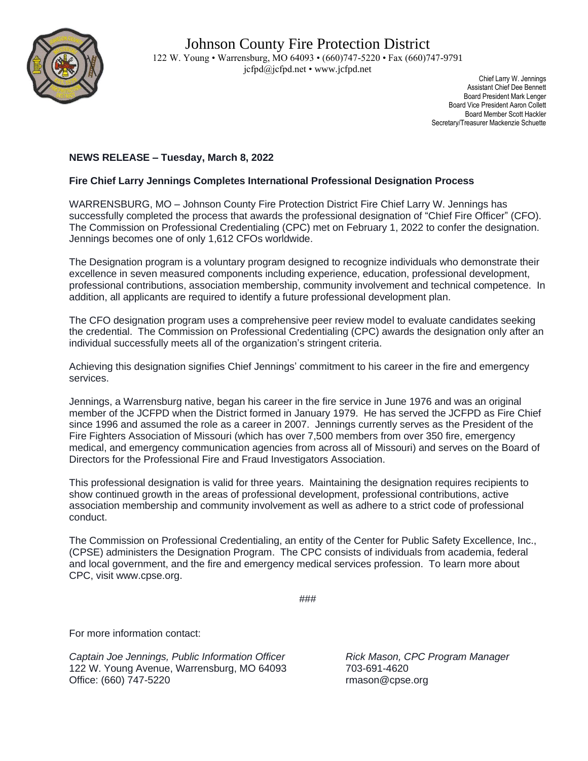# Johnson County Fire Protection District

122 W. Young • Warrensburg, MO 64093 • (660)747-5220 • Fax (660)747-9791
jcfpd@jcfpd.net • www.jcfpd.net

Chief Larry W. Jennings
Assistant Chief Dee Bennett
Board President Mark Lenger
Board Vice President Aaron Collett
Board Member Scott Hackler
Secretary/Treasurer Mackenzie Schuette

**NEWS RELEASE – Tuesday, March 8, 2022**

**Fire Chief Larry Jennings Completes International Professional Designation Process**

WARRENSBURG, MO – Johnson County Fire Protection District Fire Chief Larry W. Jennings has successfully completed the process that awards the professional designation of "Chief Fire Officer" (CFO). The Commission on Professional Credentialing (CPC) met on February 1, 2022 to confer the designation. Jennings becomes one of only 1,612 CFOs worldwide.

The Designation program is a voluntary program designed to recognize individuals who demonstrate their excellence in seven measured components including experience, education, professional development, professional contributions, association membership, community involvement and technical competence. In addition, all applicants are required to identify a future professional development plan.

The CFO designation program uses a comprehensive peer review model to evaluate candidates seeking the credential. The Commission on Professional Credentialing (CPC) awards the designation only after an individual successfully meets all of the organization's stringent criteria.

Achieving this designation signifies Chief Jennings' commitment to his career in the fire and emergency services.

Jennings, a Warrensburg native, began his career in the fire service in June 1976 and was an original member of the JCFPD when the District formed in January 1979. He has served the JCFPD as Fire Chief since 1996 and assumed the role as a career in 2007. Jennings currently serves as the President of the Fire Fighters Association of Missouri (which has over 7,500 members from over 350 fire, emergency medical, and emergency communication agencies from across all of Missouri) and serves on the Board of Directors for the Professional Fire and Fraud Investigators Association.

This professional designation is valid for three years. Maintaining the designation requires recipients to show continued growth in the areas of professional development, professional contributions, active association membership and community involvement as well as adhere to a strict code of professional conduct.

The Commission on Professional Credentialing, an entity of the Center for Public Safety Excellence, Inc., (CPSE) administers the Designation Program. The CPC consists of individuals from academia, federal and local government, and the fire and emergency medical services profession. To learn more about CPC, visit www.cpse.org.

###

For more information contact:

*Captain Joe Jennings, Public Information Officer*
122 W. Young Avenue, Warrensburg, MO 64093
Office: (660) 747-5220

*Rick Mason, CPC Program Manager*
703-691-4620
rmason@cpse.org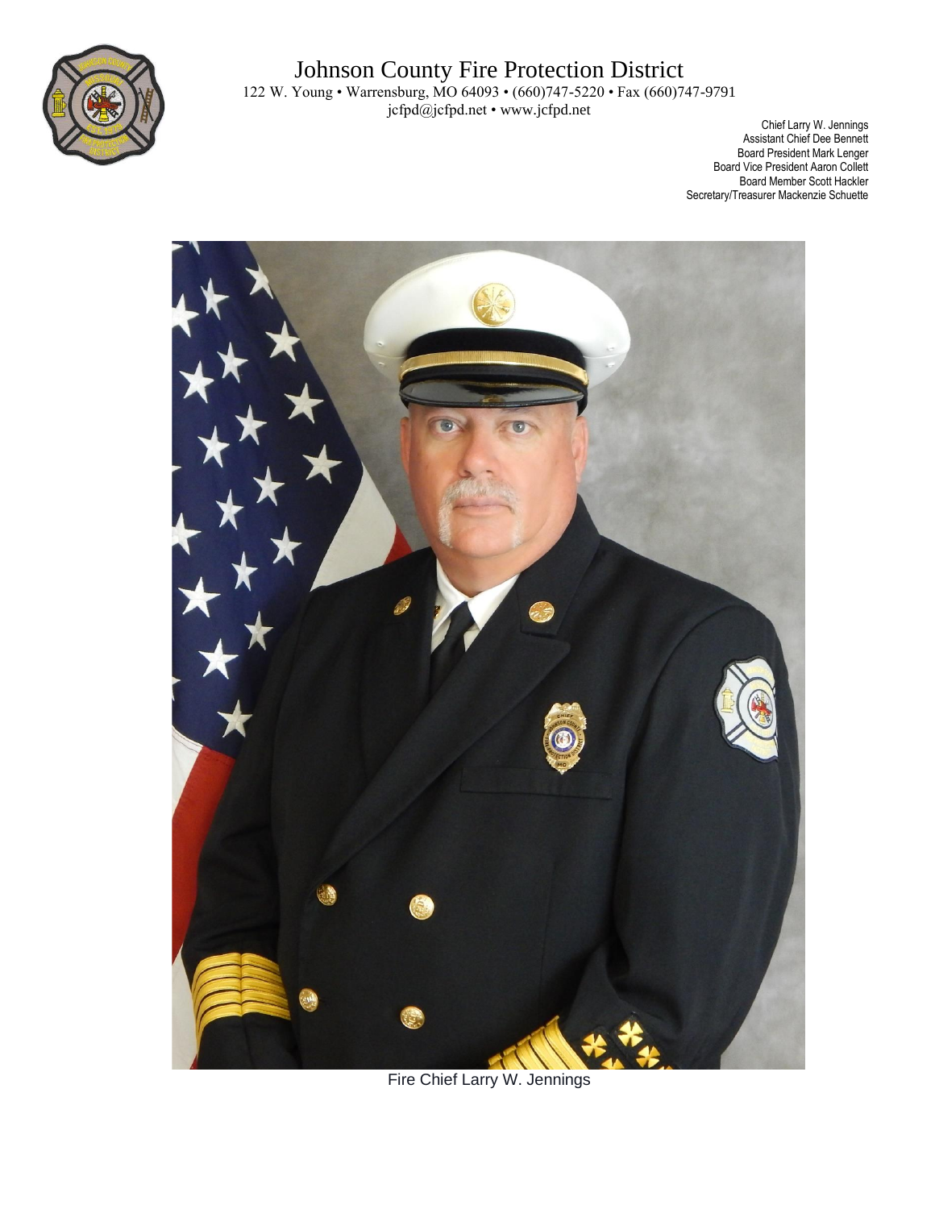# Johnson County Fire Protection District

122 W. Young • Warrensburg, MO 64093 • (660)747-5220 • Fax (660)747-9791
jcfpd@jcfpd.net • www.jcfpd.net

Chief Larry W. Jennings
Assistant Chief Dee Bennett
Board President Mark Lenger
Board Vice President Aaron Collett
Board Member Scott Hackler
Secretary/Treasurer Mackenzie Schuette

Fire Chief Larry W. Jennings